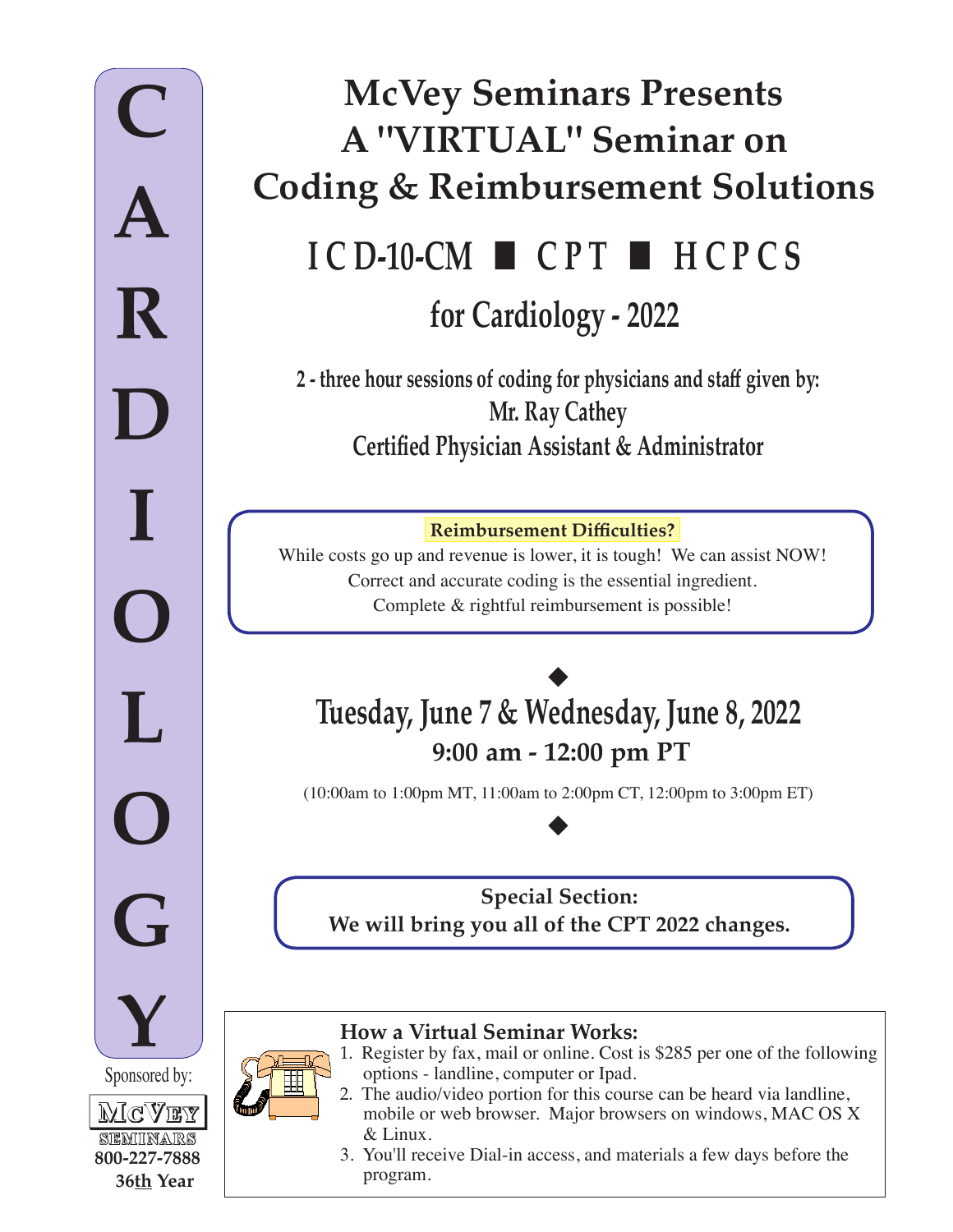CARDIOLOGY

# McVey Seminars Presents A "VIRTUAL" Seminar on Coding & Reimbursement Solutions

## ICD-10-CM ■ CPT ■ HCPCS

## for Cardiology - 2022

**2 - three hour sessions of coding for physicians and staff given by:**
**Mr. Ray Cathey**
**Certified Physician Assistant & Administrator**

**Reimbursement Difficulties?**

While costs go up and revenue is lower, it is tough! We can assist NOW!
Correct and accurate coding is the essential ingredient.
Complete & rightful reimbursement is possible!

◆

## Tuesday, June 7 & Wednesday, June 8, 2022

**9:00 am - 12:00 pm PT**

(10:00am to 1:00pm MT, 11:00am to 2:00pm CT, 12:00pm to 3:00pm ET)

◆

**Special Section:**
**We will bring you all of the CPT 2022 changes.**

### How a Virtual Seminar Works:

1. Register by fax, mail or online. Cost is $285 per one of the following options - landline, computer or Ipad.
2. The audio/video portion for this course can be heard via landline, mobile or web browser. Major browsers on windows, MAC OS X & Linux.
3. You'll receive Dial-in access, and materials a few days before the program.

Sponsored by:

McVEY SEMINARS
800-227-7888
36th Year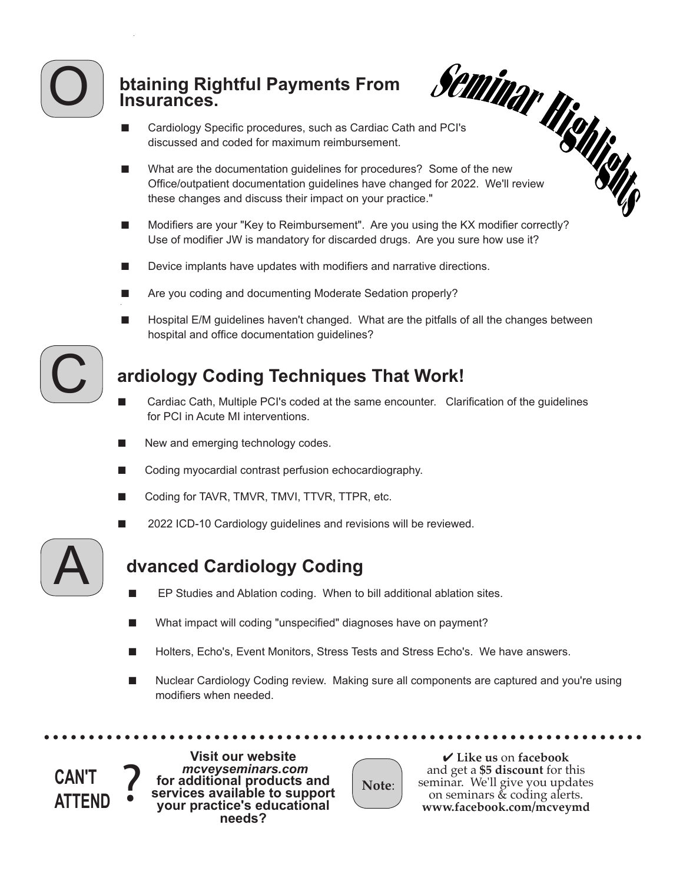# Seminar Highlights

## Obtaining Rightful Payments From Insurances.

- Cardiology Specific procedures, such as Cardiac Cath and PCI's discussed and coded for maximum reimbursement.
- What are the documentation guidelines for procedures? Some of the new Office/outpatient documentation guidelines have changed for 2022. We'll review these changes and discuss their impact on your practice."
- Modifiers are your "Key to Reimbursement". Are you using the KX modifier correctly? Use of modifier JW is mandatory for discarded drugs. Are you sure how use it?
- Device implants have updates with modifiers and narrative directions.
- Are you coding and documenting Moderate Sedation properly?
- Hospital E/M guidelines haven't changed. What are the pitfalls of all the changes between hospital and office documentation guidelines?

## Cardiology Coding Techniques That Work!

- Cardiac Cath, Multiple PCI's coded at the same encounter. Clarification of the guidelines for PCI in Acute MI interventions.
- New and emerging technology codes.
- Coding myocardial contrast perfusion echocardiography.
- Coding for TAVR, TMVR, TMVI, TTVR, TTPR, etc.
- 2022 ICD-10 Cardiology guidelines and revisions will be reviewed.

## Advanced Cardiology Coding

- EP Studies and Ablation coding. When to bill additional ablation sites.
- What impact will coding "unspecified" diagnoses have on payment?
- Holters, Echo's, Event Monitors, Stress Tests and Stress Echo's. We have answers.
- Nuclear Cardiology Coding review. Making sure all components are captured and you're using modifiers when needed.

---

**CAN'T ATTEND?**

**Visit our website *mcveyseminars.com* for additional products and services available to support your practice's educational needs?**

**Note**:

✔ **Like us** on **facebook** and get a **$5 discount** for this seminar. We'll give you updates on seminars & coding alerts. **www.facebook.com/mcveymd**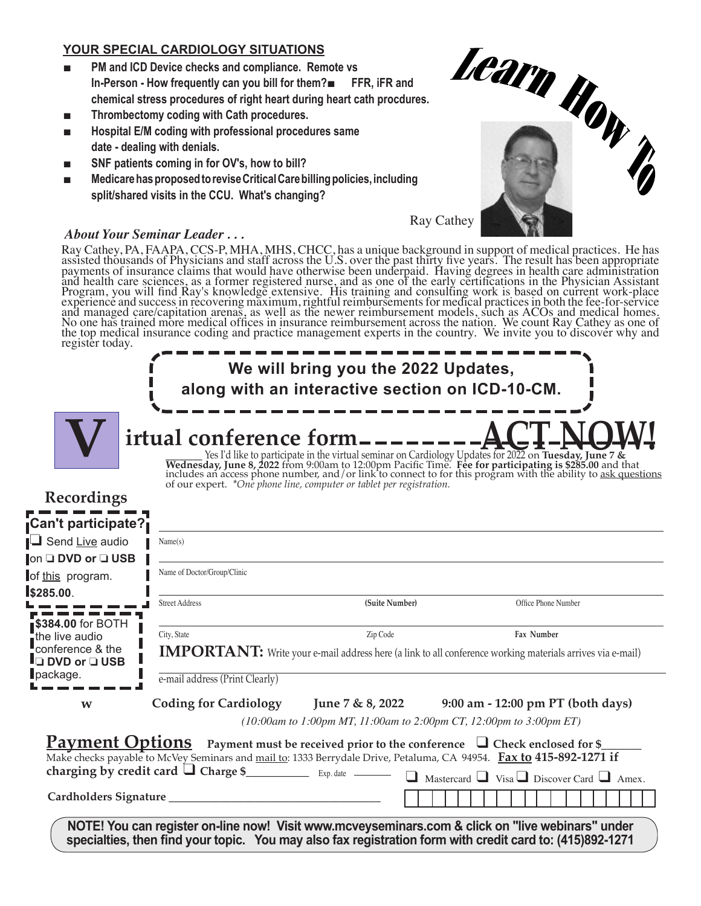## YOUR SPECIAL CARDIOLOGY SITUATIONS

- PM and ICD Device checks and compliance. Remote vs In-Person - How frequently can you bill for them?
- FFR, iFR and chemical stress procedures of right heart during heart cath procdures.
- Thrombectomy coding with Cath procedures.
- Hospital E/M coding with professional procedures same date - dealing with denials.
- SNF patients coming in for OV's, how to bill?
- Medicare has proposed to revise Critical Care billing policies, including split/shared visits in the CCU. What's changing?

**Learn How To**

Ray Cathey

***About Your Seminar Leader . . .***

Ray Cathey, PA, FAAPA, CCS-P, MHA, MHS, CHCC, has a unique background in support of medical practices. He has assisted thousands of Physicians and staff across the U.S. over the past thirty five years. The result has been appropriate payments of insurance claims that would have otherwise been underpaid. Having degrees in health care administration and health care sciences, as a former registered nurse, and as one of the early certifications in the Physician Assistant Program, you will find Ray's knowledge extensive. His training and consulting work is based on current work-place experience and success in recovering maximum, rightful reimbursements for medical practices in both the fee-for-service and managed care/capitation arenas, as well as the newer reimbursement models, such as ACOs and medical homes. No one has trained more medical offices in insurance reimbursement across the nation. We count Ray Cathey as one of the top medical insurance coding and practice management experts in the country. We invite you to discover why and register today.

**We will bring you the 2022 Updates, along with an interactive section on ICD-10-CM.**

# Virtual conference form — ACT NOW!

_______ Yes I'd like to participate in the virtual seminar on Cardiology Updates for 2022 on **Tuesday, June 7 & Wednesday, June 8, 2022** from 9:00am to 12:00pm Pacific Time. **Fee for participating is $285.00** and that includes an access phone number, and/or link to connect to for this program with the ability to ask questions of our expert. *\*One phone line, computer or tablet per registration.*

## Recordings

**Can't participate?**
❑ Send Live audio on ❑ **DVD or** ❑ **USB** of this program. **$285.00**.

**$384.00** for BOTH the live audio conference & the ❑ **DVD or** ❑ **USB** package.

Name(s) ______________________________

Name of Doctor/Group/Clinic ______________________________

Street Address ____________ **(Suite Number)** ____________ Office Phone Number ____________

City, State ____________ Zip Code ____________ **Fax Number** ____________

**IMPORTANT:** Write your e-mail address here (a link to all conference working materials arrives via e-mail)

e-mail address (Print Clearly) ______________________________

w **Coding for Cardiology** **June 7 & 8, 2022** **9:00 am - 12:00 pm PT (both days)**

*(10:00am to 1:00pm MT, 11:00am to 2:00pm CT, 12:00pm to 3:00pm ET)*

## Payment Options

**Payment must be received prior to the conference** ❑ **Check enclosed for $_______**

Make checks payable to McVey Seminars and mail to: 1333 Berrydale Drive, Petaluma, CA 94954. **Fax to 415-892-1271 if charging by credit card** ❑ **Charge $__________** Exp. date ________ ❑ Mastercard ❑ Visa ❑ Discover Card ❑ Amex.

**Cardholders Signature** ______________________________

**NOTE! You can register on-line now! Visit www.mcveyseminars.com & click on "live webinars" under specialties, then find your topic. You may also fax registration form with credit card to: (415)892-1271**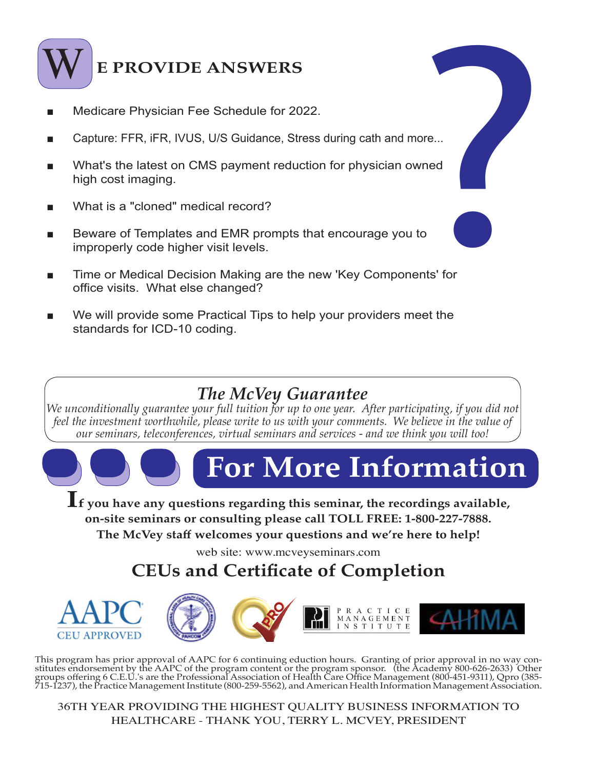# WE PROVIDE ANSWERS

- Medicare Physician Fee Schedule for 2022.
- Capture: FFR, iFR, IVUS, U/S Guidance, Stress during cath and more...
- What's the latest on CMS payment reduction for physician owned high cost imaging.
- What is a "cloned" medical record?
- Beware of Templates and EMR prompts that encourage you to improperly code higher visit levels.
- Time or Medical Decision Making are the new 'Key Components' for office visits. What else changed?
- We will provide some Practical Tips to help your providers meet the standards for ICD-10 coding.

## *The McVey Guarantee*

*We unconditionally guarantee your full tuition for up to one year. After participating, if you did not feel the investment worthwhile, please write to us with your comments. We believe in the value of our seminars, teleconferences, virtual seminars and services - and we think you will too!*

## For More Information

**If you have any questions regarding this seminar, the recordings available, on-site seminars or consulting please call TOLL FREE: 1-800-227-7888. The McVey staff welcomes your questions and we're here to help!**

web site: www.mcveyseminars.com

## CEUs and Certificate of Completion

AAPC CEU APPROVED

PAHCOM

PRO

PRACTICE MANAGEMENT INSTITUTE

AHIMA

This program has prior approval of AAPC for 6 continuing eduction hours. Granting of prior approval in no way constitutes endorsement by the AAPC of the program content or the program sponsor. (the Academy 800-626-2633) Other groups offering 6 C.E.U.'s are the Professional Association of Health Care Office Management (800-451-9311), Qpro (385-715-1237), the Practice Management Institute (800-259-5562), and American Health Information Management Association.

36TH YEAR PROVIDING THE HIGHEST QUALITY BUSINESS INFORMATION TO HEALTHCARE - THANK YOU, TERRY L. MCVEY, PRESIDENT